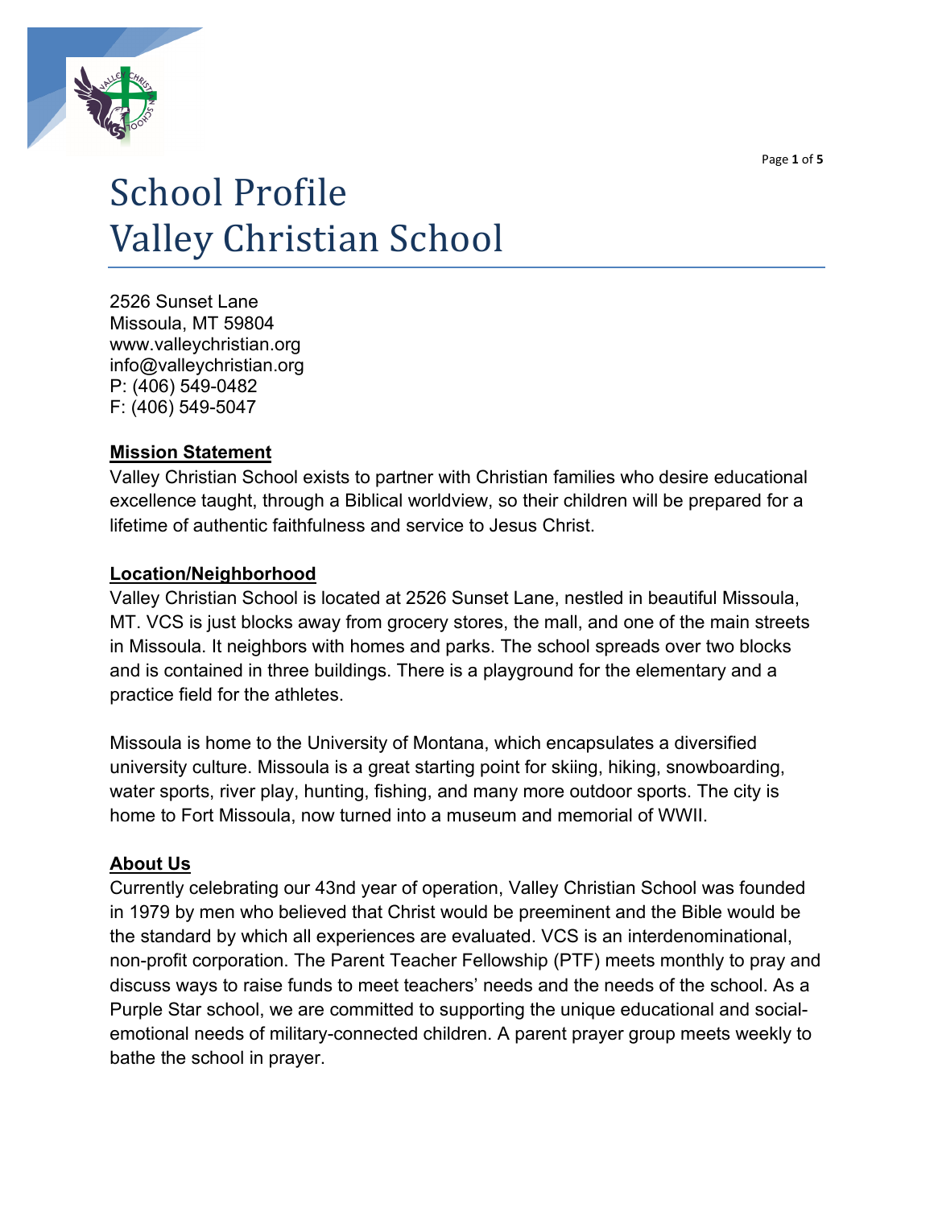# School Profile
# Valley Christian School

2526 Sunset Lane
Missoula, MT 59804
www.valleychristian.org
info@valleychristian.org
P: (406) 549-0482
F: (406) 549-5047

## Mission Statement

Valley Christian School exists to partner with Christian families who desire educational excellence taught, through a Biblical worldview, so their children will be prepared for a lifetime of authentic faithfulness and service to Jesus Christ.

## Location/Neighborhood

Valley Christian School is located at 2526 Sunset Lane, nestled in beautiful Missoula, MT. VCS is just blocks away from grocery stores, the mall, and one of the main streets in Missoula. It neighbors with homes and parks. The school spreads over two blocks and is contained in three buildings. There is a playground for the elementary and a practice field for the athletes.

Missoula is home to the University of Montana, which encapsulates a diversified university culture. Missoula is a great starting point for skiing, hiking, snowboarding, water sports, river play, hunting, fishing, and many more outdoor sports. The city is home to Fort Missoula, now turned into a museum and memorial of WWII.

## About Us

Currently celebrating our 43nd year of operation, Valley Christian School was founded in 1979 by men who believed that Christ would be preeminent and the Bible would be the standard by which all experiences are evaluated. VCS is an interdenominational, non-profit corporation. The Parent Teacher Fellowship (PTF) meets monthly to pray and discuss ways to raise funds to meet teachers' needs and the needs of the school. As a Purple Star school, we are committed to supporting the unique educational and social-emotional needs of military-connected children. A parent prayer group meets weekly to bathe the school in prayer.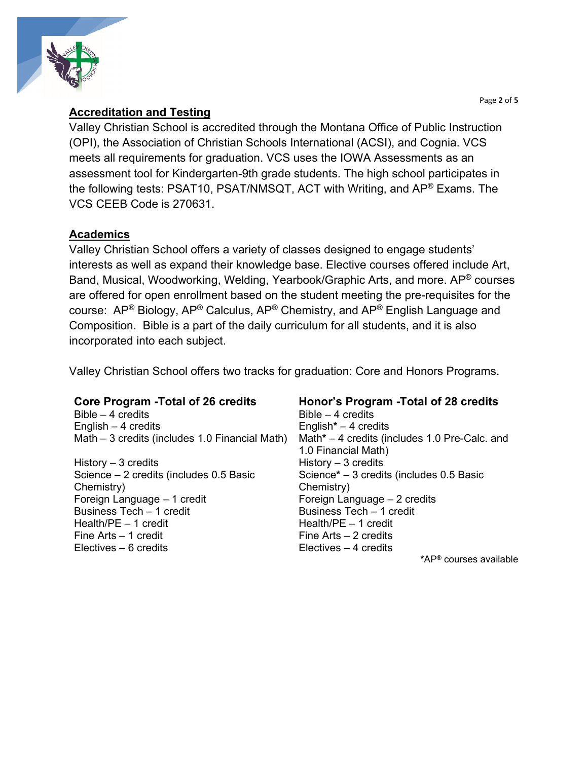## Accreditation and Testing

Valley Christian School is accredited through the Montana Office of Public Instruction (OPI), the Association of Christian Schools International (ACSI), and Cognia. VCS meets all requirements for graduation. VCS uses the IOWA Assessments as an assessment tool for Kindergarten-9th grade students. The high school participates in the following tests: PSAT10, PSAT/NMSQT, ACT with Writing, and AP® Exams. The VCS CEEB Code is 270631.

## Academics

Valley Christian School offers a variety of classes designed to engage students' interests as well as expand their knowledge base. Elective courses offered include Art, Band, Musical, Woodworking, Welding, Yearbook/Graphic Arts, and more. AP® courses are offered for open enrollment based on the student meeting the pre-requisites for the course: AP® Biology, AP® Calculus, AP® Chemistry, and AP® English Language and Composition. Bible is a part of the daily curriculum for all students, and it is also incorporated into each subject.

Valley Christian School offers two tracks for graduation: Core and Honors Programs.

**Core Program -Total of 26 credits**

Bible – 4 credits
English – 4 credits
Math – 3 credits (includes 1.0 Financial Math)
History – 3 credits
Science – 2 credits (includes 0.5 Basic Chemistry)
Foreign Language – 1 credit
Business Tech – 1 credit
Health/PE – 1 credit
Fine Arts – 1 credit
Electives – 6 credits

**Honor's Program -Total of 28 credits**

Bible – 4 credits
English* – 4 credits
Math* – 4 credits (includes 1.0 Pre-Calc. and 1.0 Financial Math)
History – 3 credits
Science* – 3 credits (includes 0.5 Basic Chemistry)
Foreign Language – 2 credits
Business Tech – 1 credit
Health/PE – 1 credit
Fine Arts – 2 credits
Electives – 4 credits

*AP® courses available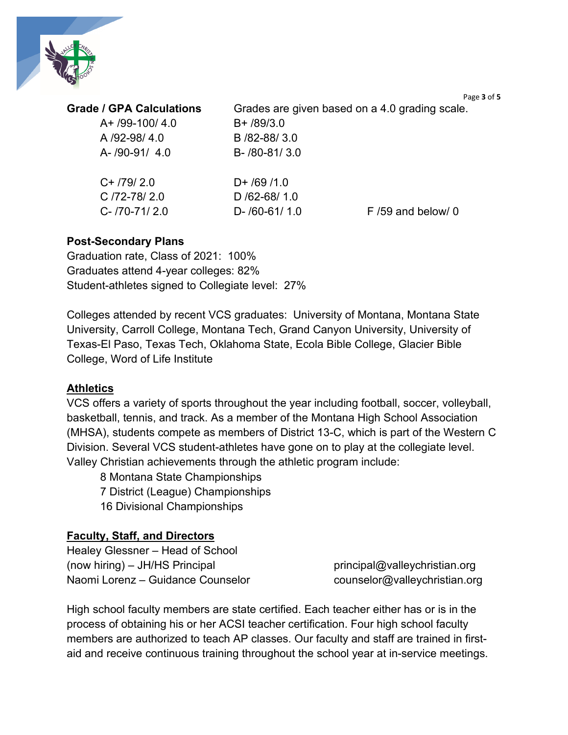**Grade / GPA Calculations**

Grades are given based on a 4.0 grading scale.

| | | |
|---|---|---|
| A+ /99-100/ 4.0 | B+ /89/3.0 | |
| A /92-98/ 4.0 | B /82-88/ 3.0 | |
| A- /90-91/ 4.0 | B- /80-81/ 3.0 | |
| C+ /79/ 2.0 | D+ /69 /1.0 | |
| C /72-78/ 2.0 | D /62-68/ 1.0 | |
| C- /70-71/ 2.0 | D- /60-61/ 1.0 | F /59 and below/ 0 |

**Post-Secondary Plans**

Graduation rate, Class of 2021: 100%
Graduates attend 4-year colleges: 82%
Student-athletes signed to Collegiate level: 27%

Colleges attended by recent VCS graduates: University of Montana, Montana State University, Carroll College, Montana Tech, Grand Canyon University, University of Texas-El Paso, Texas Tech, Oklahoma State, Ecola Bible College, Glacier Bible College, Word of Life Institute

## Athletics

VCS offers a variety of sports throughout the year including football, soccer, volleyball, basketball, tennis, and track. As a member of the Montana High School Association (MHSA), students compete as members of District 13-C, which is part of the Western C Division. Several VCS student-athletes have gone on to play at the collegiate level. Valley Christian achievements through the athletic program include:

- 8 Montana State Championships
- 7 District (League) Championships
- 16 Divisional Championships

## Faculty, Staff, and Directors

| | |
|---|---|
| Healey Glessner – Head of School | |
| (now hiring) – JH/HS Principal | principal@valleychristian.org |
| Naomi Lorenz – Guidance Counselor | counselor@valleychristian.org |

High school faculty members are state certified. Each teacher either has or is in the process of obtaining his or her ACSI teacher certification. Four high school faculty members are authorized to teach AP classes. Our faculty and staff are trained in first-aid and receive continuous training throughout the school year at in-service meetings.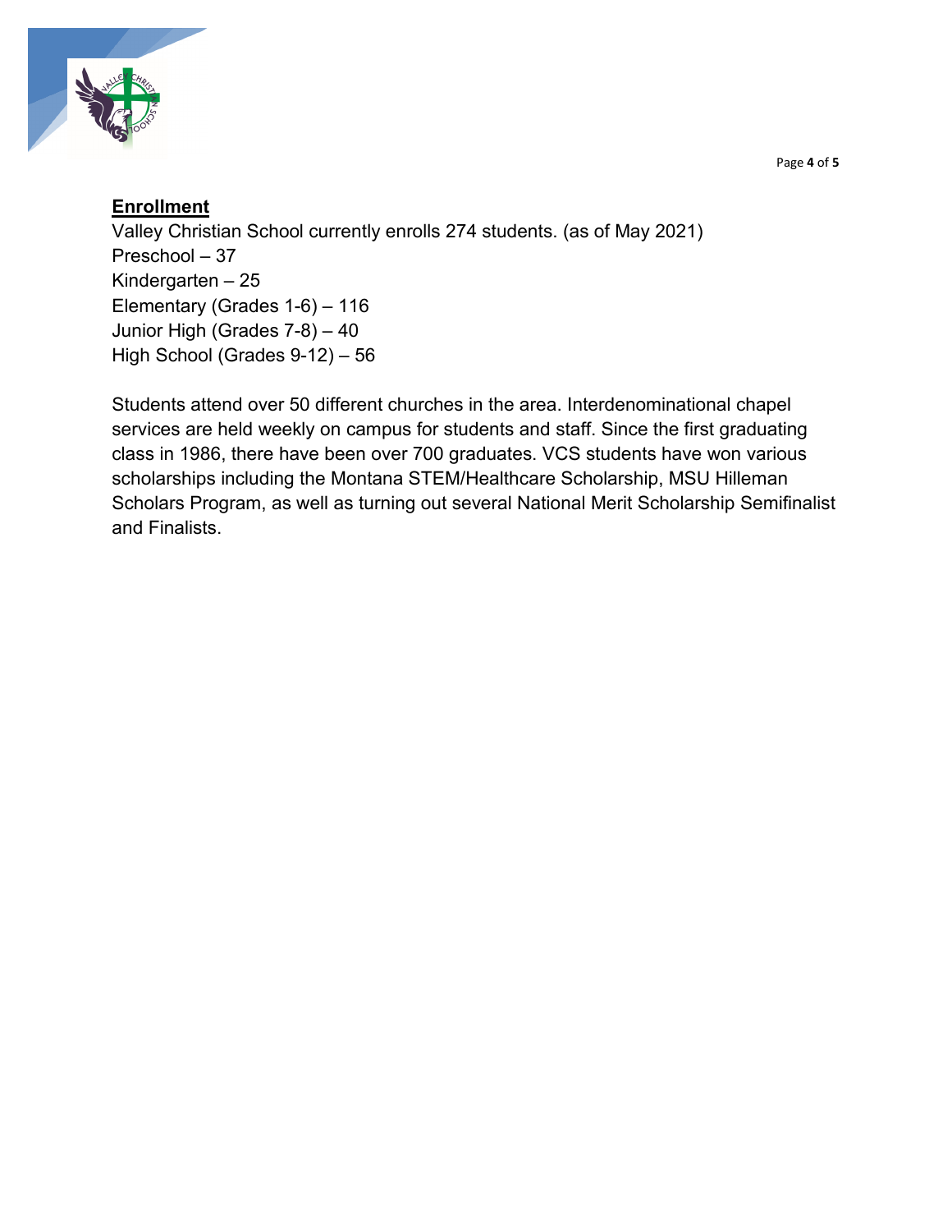## Enrollment

Valley Christian School currently enrolls 274 students. (as of May 2021)
Preschool – 37
Kindergarten – 25
Elementary (Grades 1-6) – 116
Junior High (Grades 7-8) – 40
High School (Grades 9-12) – 56

Students attend over 50 different churches in the area. Interdenominational chapel services are held weekly on campus for students and staff. Since the first graduating class in 1986, there have been over 700 graduates. VCS students have won various scholarships including the Montana STEM/Healthcare Scholarship, MSU Hilleman Scholars Program, as well as turning out several National Merit Scholarship Semifinalist and Finalists.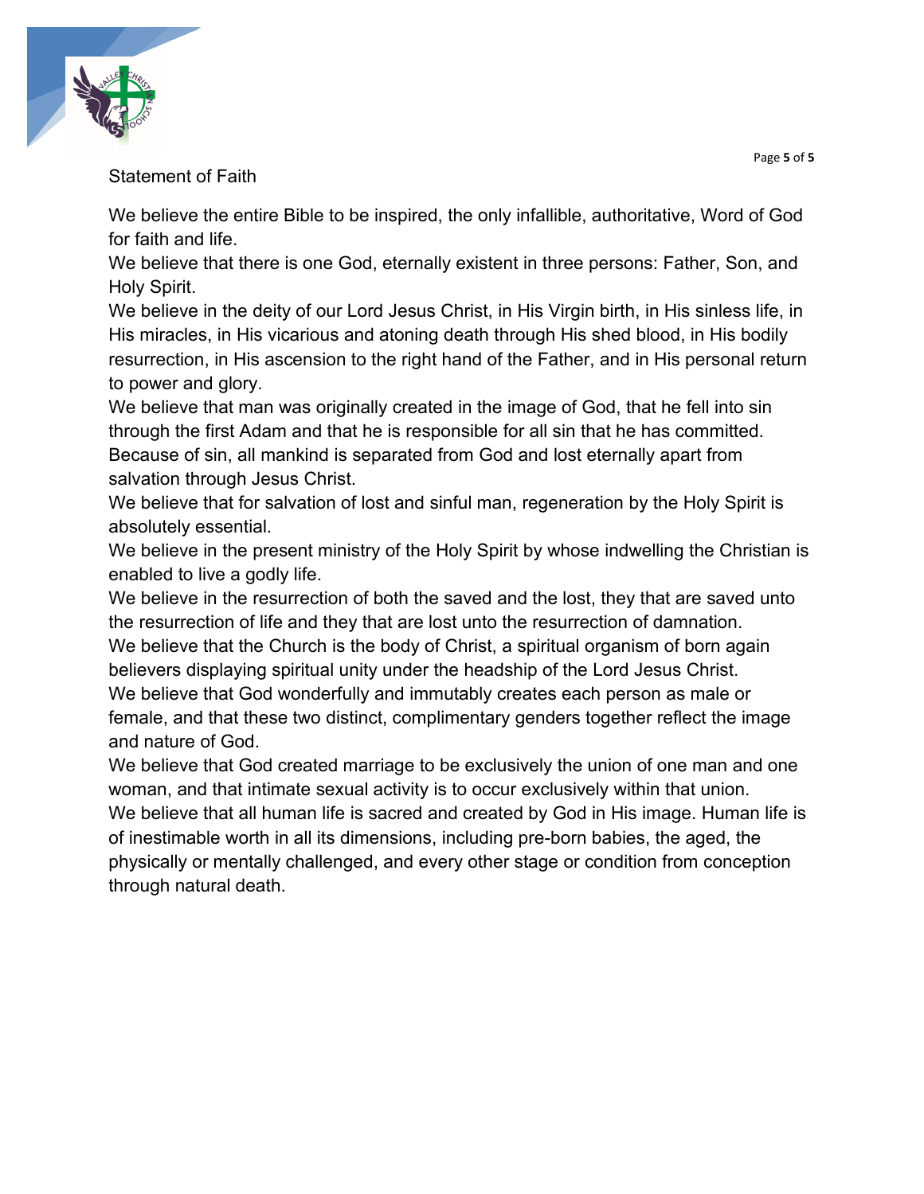## Statement of Faith

We believe the entire Bible to be inspired, the only infallible, authoritative, Word of God for faith and life.

We believe that there is one God, eternally existent in three persons: Father, Son, and Holy Spirit.

We believe in the deity of our Lord Jesus Christ, in His Virgin birth, in His sinless life, in His miracles, in His vicarious and atoning death through His shed blood, in His bodily resurrection, in His ascension to the right hand of the Father, and in His personal return to power and glory.

We believe that man was originally created in the image of God, that he fell into sin through the first Adam and that he is responsible for all sin that he has committed. Because of sin, all mankind is separated from God and lost eternally apart from salvation through Jesus Christ.

We believe that for salvation of lost and sinful man, regeneration by the Holy Spirit is absolutely essential.

We believe in the present ministry of the Holy Spirit by whose indwelling the Christian is enabled to live a godly life.

We believe in the resurrection of both the saved and the lost, they that are saved unto the resurrection of life and they that are lost unto the resurrection of damnation.

We believe that the Church is the body of Christ, a spiritual organism of born again believers displaying spiritual unity under the headship of the Lord Jesus Christ.

We believe that God wonderfully and immutably creates each person as male or female, and that these two distinct, complimentary genders together reflect the image and nature of God.

We believe that God created marriage to be exclusively the union of one man and one woman, and that intimate sexual activity is to occur exclusively within that union.

We believe that all human life is sacred and created by God in His image. Human life is of inestimable worth in all its dimensions, including pre-born babies, the aged, the physically or mentally challenged, and every other stage or condition from conception through natural death.